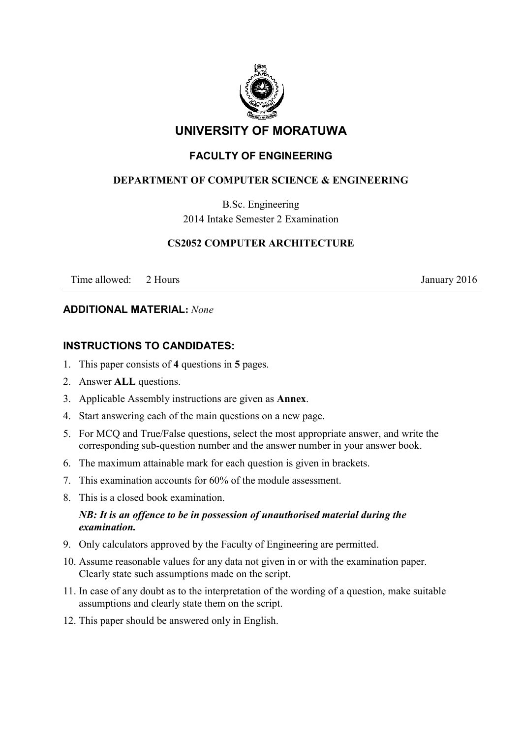# UNIVERSITY OF MORATUWA

## FACULTY OF ENGINEERING

### DEPARTMENT OF COMPUTER SCIENCE & ENGINEERING

B.Sc. Engineering
2014 Intake Semester 2 Examination

### CS2052 COMPUTER ARCHITECTURE

Time allowed: 2 Hours January 2016

---

**ADDITIONAL MATERIAL:** *None*

**INSTRUCTIONS TO CANDIDATES:**

1. This paper consists of **4** questions in **5** pages.
2. Answer **ALL** questions.
3. Applicable Assembly instructions are given as **Annex**.
4. Start answering each of the main questions on a new page.
5. For MCQ and True/False questions, select the most appropriate answer, and write the corresponding sub-question number and the answer number in your answer book.
6. The maximum attainable mark for each question is given in brackets.
7. This examination accounts for 60% of the module assessment.
8. This is a closed book examination.

   ***NB: It is an offence to be in possession of unauthorised material during the examination.***
9. Only calculators approved by the Faculty of Engineering are permitted.
10. Assume reasonable values for any data not given in or with the examination paper. Clearly state such assumptions made on the script.
11. In case of any doubt as to the interpretation of the wording of a question, make suitable assumptions and clearly state them on the script.
12. This paper should be answered only in English.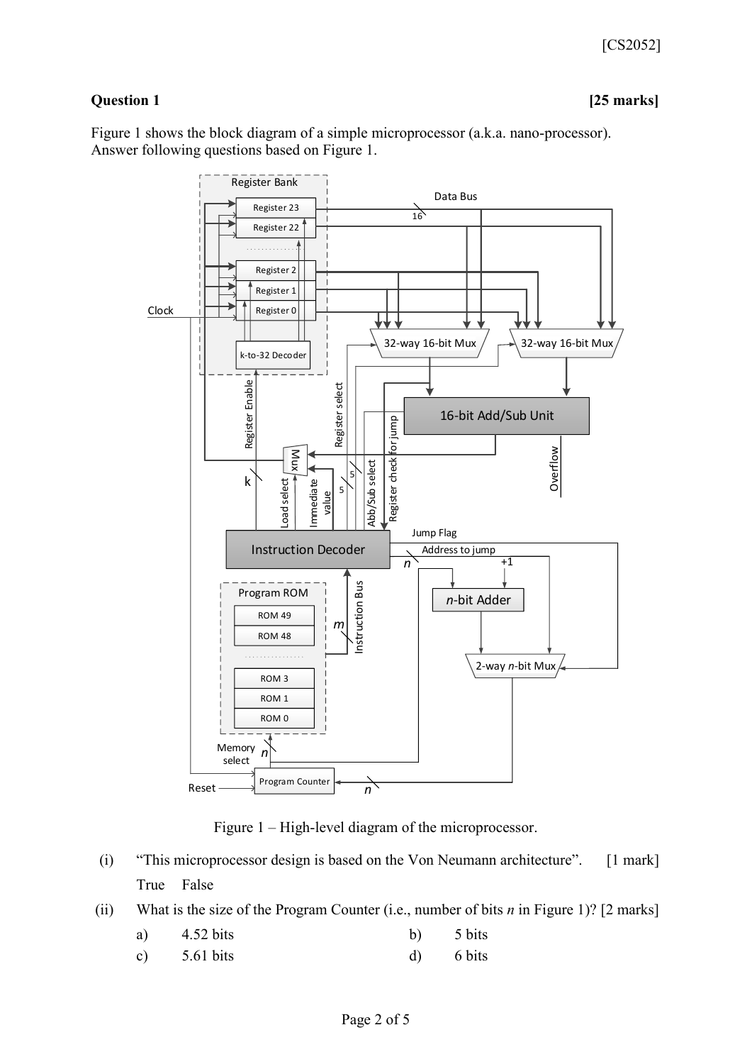## Question 1 **[25 marks]**

Figure 1 shows the block diagram of a simple microprocessor (a.k.a. nano-processor). Answer following questions based on Figure 1.

Figure 1 – High-level diagram of the microprocessor.

(i) "This microprocessor design is based on the Von Neumann architecture". [1 mark]

True False

(ii) What is the size of the Program Counter (i.e., number of bits $n$ in Figure 1)? [2 marks]

a) 4.52 bits

b) 5 bits

c) 5.61 bits

d) 6 bits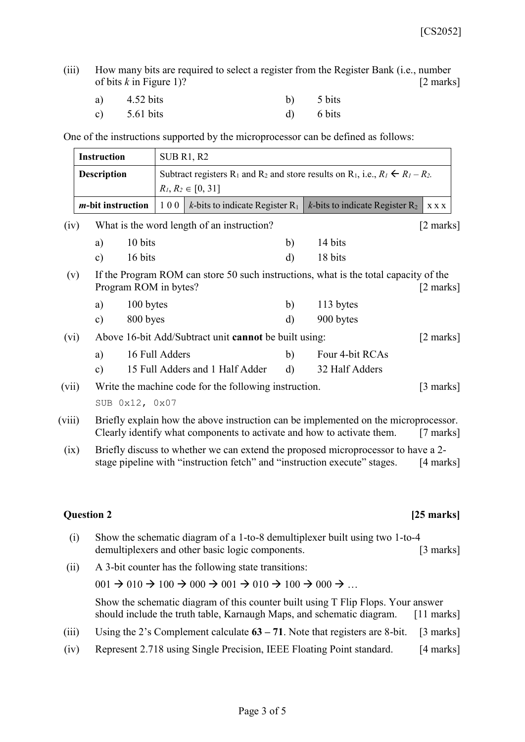(iii) How many bits are required to select a register from the Register Bank (i.e., number of bits *k* in Figure 1)? [2 marks]

| | | | |
|---|---|---|---|
| a) | 4.52 bits | b) | 5 bits |
| c) | 5.61 bits | d) | 6 bits |

One of the instructions supported by the microprocessor can be defined as follows:

| **Instruction** | SUB R1, R2 | | | |
|---|---|---|---|---|
| **Description** | Subtract registers $R_1$ and $R_2$ and store results on $R_1$, i.e., $R_1 \leftarrow R_1 - R_2$. $R_1, R_2 \in [0, 31]$ | | | |
| ***m*-bit instruction** | 1 0 0 | *k*-bits to indicate Register $R_1$ | *k*-bits to indicate Register $R_2$ | x x x |

(iv) What is the word length of an instruction? [2 marks]

| | | | |
|---|---|---|---|
| a) | 10 bits | b) | 14 bits |
| c) | 16 bits | d) | 18 bits |

(v) If the Program ROM can store 50 such instructions, what is the total capacity of the Program ROM in bytes? [2 marks]

| | | | |
|---|---|---|---|
| a) | 100 bytes | b) | 113 bytes |
| c) | 800 byes | d) | 900 bytes |

(vi) Above 16-bit Add/Subtract unit **cannot** be built using: [2 marks]

| | | | |
|---|---|---|---|
| a) | 16 Full Adders | b) | Four 4-bit RCAs |
| c) | 15 Full Adders and 1 Half Adder | d) | 32 Half Adders |

(vii) Write the machine code for the following instruction. [3 marks]

```
SUB 0x12, 0x07
```

(viii) Briefly explain how the above instruction can be implemented on the microprocessor. Clearly identify what components to activate and how to activate them. [7 marks]

(ix) Briefly discuss to whether we can extend the proposed microprocessor to have a 2-stage pipeline with "instruction fetch" and "instruction execute" stages. [4 marks]

**Question 2** **[25 marks]**

(i) Show the schematic diagram of a 1-to-8 demultiplexer built using two 1-to-4 demultiplexers and other basic logic components. [3 marks]

(ii) A 3-bit counter has the following state transitions:

001 → 010 → 100 → 000 → 001 → 010 → 100 → 000 → …

Show the schematic diagram of this counter built using T Flip Flops. Your answer should include the truth table, Karnaugh Maps, and schematic diagram. [11 marks]

(iii) Using the 2's Complement calculate **63 – 71**. Note that registers are 8-bit. [3 marks]

(iv) Represent 2.718 using Single Precision, IEEE Floating Point standard. [4 marks]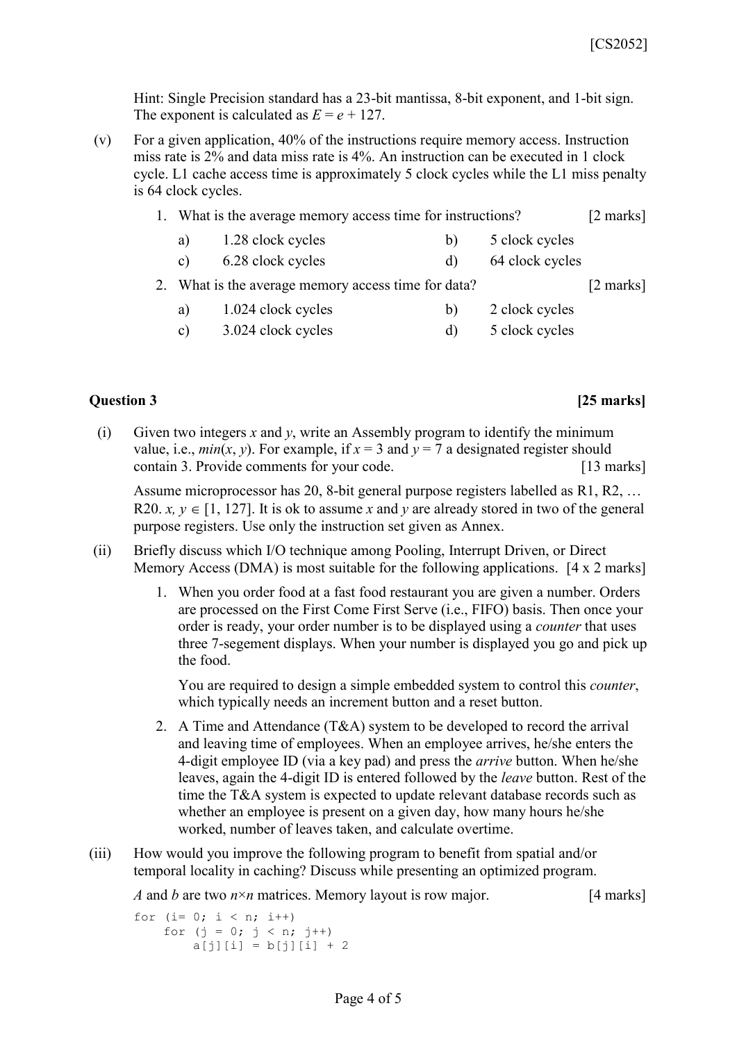Hint: Single Precision standard has a 23-bit mantissa, 8-bit exponent, and 1-bit sign. The exponent is calculated as $E = e + 127$.

(v) For a given application, 40% of the instructions require memory access. Instruction miss rate is 2% and data miss rate is 4%. An instruction can be executed in 1 clock cycle. L1 cache access time is approximately 5 clock cycles while the L1 miss penalty is 64 clock cycles.

1. What is the average memory access time for instructions? [2 marks]

   a) 1.28 clock cycles  b) 5 clock cycles
   c) 6.28 clock cycles  d) 64 clock cycles

2. What is the average memory access time for data? [2 marks]

   a) 1.024 clock cycles  b) 2 clock cycles
   c) 3.024 clock cycles  d) 5 clock cycles

## Question 3 [25 marks]

(i) Given two integers *x* and *y*, write an Assembly program to identify the minimum value, i.e., *min*(*x*, *y*). For example, if $x = 3$ and $y = 7$ a designated register should contain 3. Provide comments for your code. [13 marks]

Assume microprocessor has 20, 8-bit general purpose registers labelled as R1, R2, … R20. $x, y \in [1, 127]$. It is ok to assume *x* and *y* are already stored in two of the general purpose registers. Use only the instruction set given as Annex.

(ii) Briefly discuss which I/O technique among Pooling, Interrupt Driven, or Direct Memory Access (DMA) is most suitable for the following applications. [4 x 2 marks]

1. When you order food at a fast food restaurant you are given a number. Orders are processed on the First Come First Serve (i.e., FIFO) basis. Then once your order is ready, your order number is to be displayed using a *counter* that uses three 7-segement displays. When your number is displayed you go and pick up the food.

   You are required to design a simple embedded system to control this *counter*, which typically needs an increment button and a reset button.

2. A Time and Attendance (T&A) system to be developed to record the arrival and leaving time of employees. When an employee arrives, he/she enters the 4-digit employee ID (via a key pad) and press the *arrive* button. When he/she leaves, again the 4-digit ID is entered followed by the *leave* button. Rest of the time the T&A system is expected to update relevant database records such as whether an employee is present on a given day, how many hours he/she worked, number of leaves taken, and calculate overtime.

(iii) How would you improve the following program to benefit from spatial and/or temporal locality in caching? Discuss while presenting an optimized program.

*A* and *b* are two $n \times n$ matrices. Memory layout is row major. [4 marks]

```
for (i= 0; i < n; i++)
    for (j = 0; j < n; j++)
        a[j][i] = b[j][i] + 2
```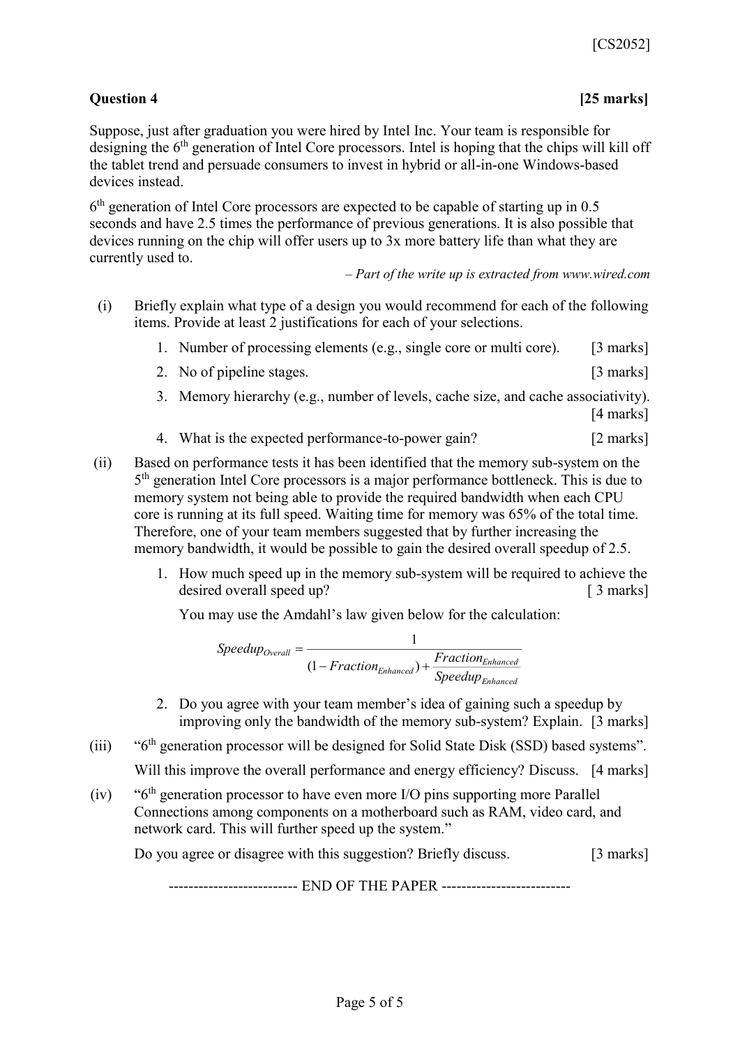**Question 4** **[25 marks]**

Suppose, just after graduation you were hired by Intel Inc. Your team is responsible for designing the $6^{th}$ generation of Intel Core processors. Intel is hoping that the chips will kill off the tablet trend and persuade consumers to invest in hybrid or all-in-one Windows-based devices instead.

$6^{th}$ generation of Intel Core processors are expected to be capable of starting up in 0.5 seconds and have 2.5 times the performance of previous generations. It is also possible that devices running on the chip will offer users up to 3x more battery life than what they are currently used to.

*– Part of the write up is extracted from www.wired.com*

(i) Briefly explain what type of a design you would recommend for each of the following items. Provide at least 2 justifications for each of your selections.

1. Number of processing elements (e.g., single core or multi core). [3 marks]
2. No of pipeline stages. [3 marks]
3. Memory hierarchy (e.g., number of levels, cache size, and cache associativity). [4 marks]
4. What is the expected performance-to-power gain? [2 marks]

(ii) Based on performance tests it has been identified that the memory sub-system on the $5^{th}$ generation Intel Core processors is a major performance bottleneck. This is due to memory system not being able to provide the required bandwidth when each CPU core is running at its full speed. Waiting time for memory was 65% of the total time. Therefore, one of your team members suggested that by further increasing the memory bandwidth, it would be possible to gain the desired overall speedup of 2.5.

1. How much speed up in the memory sub-system will be required to achieve the desired overall speed up? [ 3 marks]

   You may use the Amdahl's law given below for the calculation:

$$Speedup_{Overall} = \frac{1}{(1 - Fraction_{Enhanced}) + \frac{Fraction_{Enhanced}}{Speedup_{Enhanced}}}$$

2. Do you agree with your team member's idea of gaining such a speedup by improving only the bandwidth of the memory sub-system? Explain. [3 marks]

(iii) "$6^{th}$ generation processor will be designed for Solid State Disk (SSD) based systems".

Will this improve the overall performance and energy efficiency? Discuss. [4 marks]

(iv) "$6^{th}$ generation processor to have even more I/O pins supporting more Parallel Connections among components on a motherboard such as RAM, video card, and network card. This will further speed up the system."

Do you agree or disagree with this suggestion? Briefly discuss. [3 marks]

-------------------------- END OF THE PAPER --------------------------